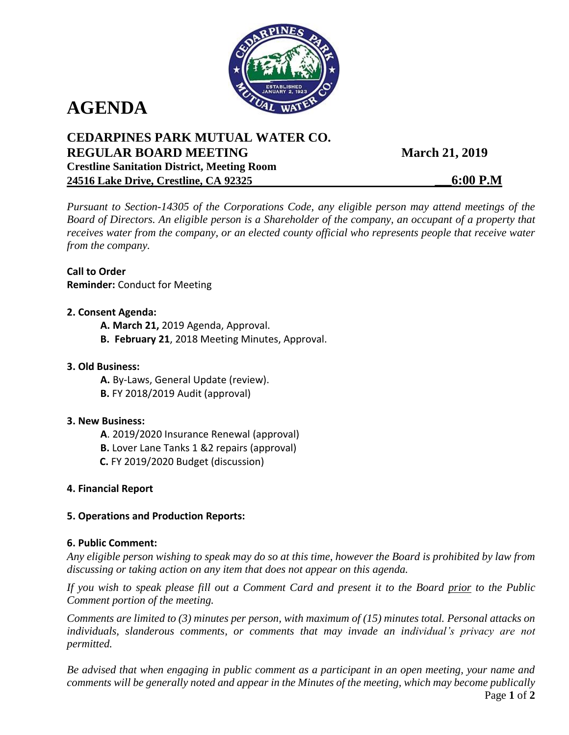# AGENDA

## CEDARPINES PARK MUTUAL WATER CO.

**REGULAR BOARD MEETING** **March 21, 2019**

**Crestline Sanitation District, Meeting Room**

**24516 Lake Drive, Crestline, CA 92325** **6:00 P.M**

*Pursuant to Section-14305 of the Corporations Code, any eligible person may attend meetings of the Board of Directors. An eligible person is a Shareholder of the company, an occupant of a property that receives water from the company, or an elected county official who represents people that receive water from the company.*

**Call to Order**

**Reminder:** Conduct for Meeting

**2. Consent Agenda:**

- **A. March 21,** 2019 Agenda, Approval.
- **B. February 21**, 2018 Meeting Minutes, Approval.

**3. Old Business:**

- **A.** By-Laws, General Update (review).
- **B.** FY 2018/2019 Audit (approval)

**3. New Business:**

- **A**. 2019/2020 Insurance Renewal (approval)
- **B.** Lover Lane Tanks 1 &2 repairs (approval)
- **C.** FY 2019/2020 Budget (discussion)

**4. Financial Report**

**5. Operations and Production Reports:**

**6. Public Comment:**

*Any eligible person wishing to speak may do so at this time, however the Board is prohibited by law from discussing or taking action on any item that does not appear on this agenda.*

*If you wish to speak please fill out a Comment Card and present it to the Board prior to the Public Comment portion of the meeting.*

*Comments are limited to (3) minutes per person, with maximum of (15) minutes total. Personal attacks on individuals, slanderous comments, or comments that may invade an individual's privacy are not permitted.*

*Be advised that when engaging in public comment as a participant in an open meeting, your name and comments will be generally noted and appear in the Minutes of the meeting, which may become publically*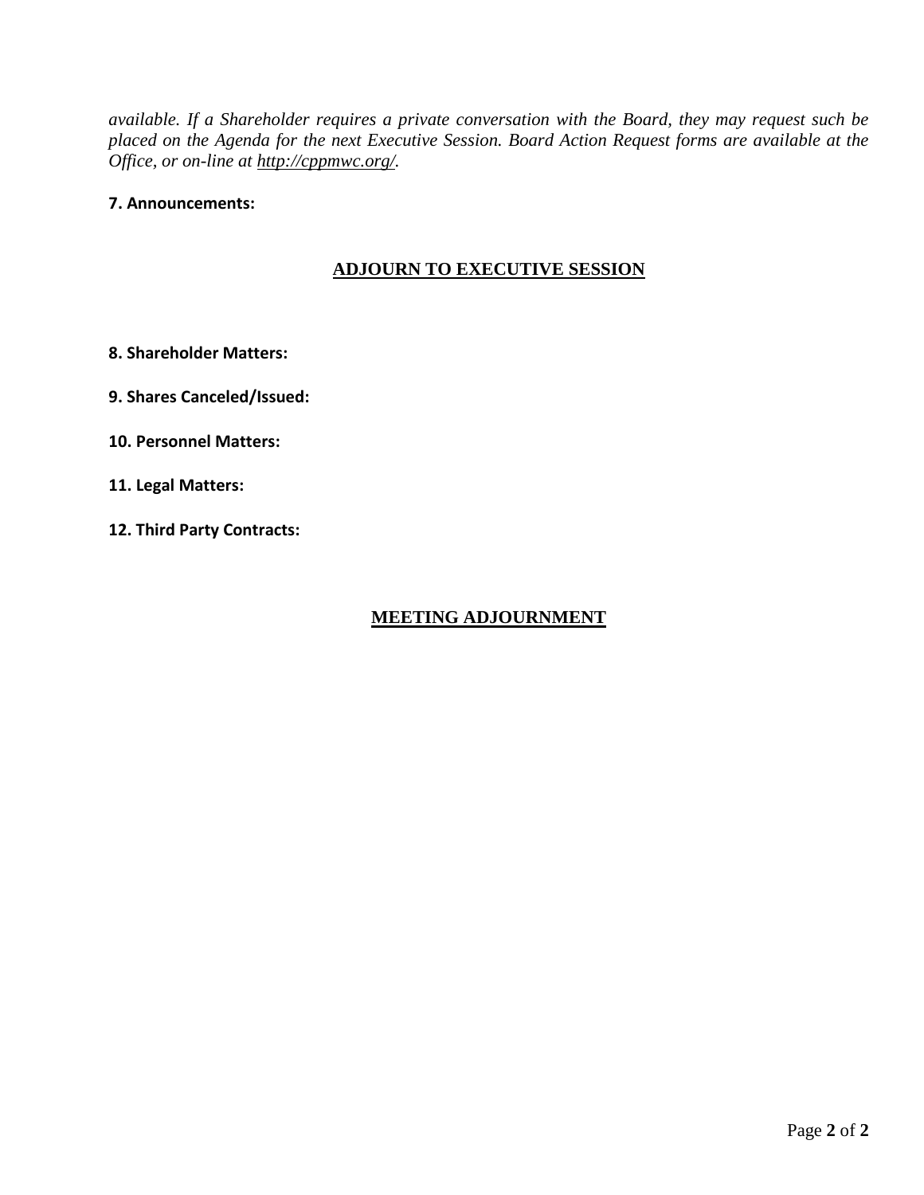*available. If a Shareholder requires a private conversation with the Board, they may request such be placed on the Agenda for the next Executive Session. Board Action Request forms are available at the Office, or on-line at http://cppmwc.org/.*

**7. Announcements:**

## ADJOURN TO EXECUTIVE SESSION

**8. Shareholder Matters:**

**9. Shares Canceled/Issued:**

**10. Personnel Matters:**

**11. Legal Matters:**

**12. Third Party Contracts:**

## MEETING ADJOURNMENT